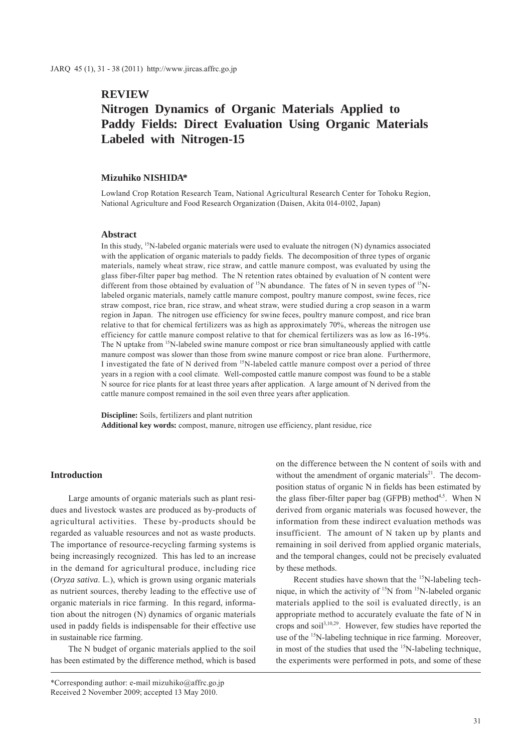## REVIEW

# Nitrogen Dynamics of Organic Materials Applied to Paddy Fields: Direct Evaluation Using Organic Materials Labeled with Nitrogen-15

**Mizuhiko NISHIDA***

Lowland Crop Rotation Research Team, National Agricultural Research Center for Tohoku Region, National Agriculture and Food Research Organization (Daisen, Akita 014-0102, Japan)

### Abstract

In this study, $^{15}$N-labeled organic materials were used to evaluate the nitrogen (N) dynamics associated with the application of organic materials to paddy fields. The decomposition of three types of organic materials, namely wheat straw, rice straw, and cattle manure compost, was evaluated by using the glass fiber-filter paper bag method. The N retention rates obtained by evaluation of N content were different from those obtained by evaluation of $^{15}$N abundance. The fates of N in seven types of $^{15}$N-labeled organic materials, namely cattle manure compost, poultry manure compost, swine feces, rice straw compost, rice bran, rice straw, and wheat straw, were studied during a crop season in a warm region in Japan. The nitrogen use efficiency for swine feces, poultry manure compost, and rice bran relative to that for chemical fertilizers was as high as approximately 70%, whereas the nitrogen use efficiency for cattle manure compost relative to that for chemical fertilizers was as low as 16-19%. The N uptake from $^{15}$N-labeled swine manure compost or rice bran simultaneously applied with cattle manure compost was slower than those from swine manure compost or rice bran alone. Furthermore, I investigated the fate of N derived from $^{15}$N-labeled cattle manure compost over a period of three years in a region with a cool climate. Well-composted cattle manure compost was found to be a stable N source for rice plants for at least three years after application. A large amount of N derived from the cattle manure compost remained in the soil even three years after application.

**Discipline:** Soils, fertilizers and plant nutrition
**Additional key words:** compost, manure, nitrogen use efficiency, plant residue, rice

## Introduction

Large amounts of organic materials such as plant residues and livestock wastes are produced as by-products of agricultural activities. These by-products should be regarded as valuable resources and not as waste products. The importance of resource-recycling farming systems is being increasingly recognized. This has led to an increase in the demand for agricultural produce, including rice (*Oryza sativa*. L.), which is grown using organic materials as nutrient sources, thereby leading to the effective use of organic materials in rice farming. In this regard, information about the nitrogen (N) dynamics of organic materials used in paddy fields is indispensable for their effective use in sustainable rice farming.

The N budget of organic materials applied to the soil has been estimated by the difference method, which is based on the difference between the N content of soils with and without the amendment of organic materials[21]. The decomposition status of organic N in fields has been estimated by the glass fiber-filter paper bag (GFPB) method[4,5]. When N derived from organic materials was focused however, the information from these indirect evaluation methods was insufficient. The amount of N taken up by plants and remaining in soil derived from applied organic materials, and the temporal changes, could not be precisely evaluated by these methods.

Recent studies have shown that the $^{15}$N-labeling technique, in which the activity of $^{15}$N from $^{15}$N-labeled organic materials applied to the soil is evaluated directly, is an appropriate method to accurately evaluate the fate of N in crops and soil[3,10,29]. However, few studies have reported the use of the $^{15}$N-labeling technique in rice farming. Moreover, in most of the studies that used the $^{15}$N-labeling technique, the experiments were performed in pots, and some of these

*Corresponding author: e-mail mizuhiko@affrc.go.jp
Received 2 November 2009; accepted 13 May 2010.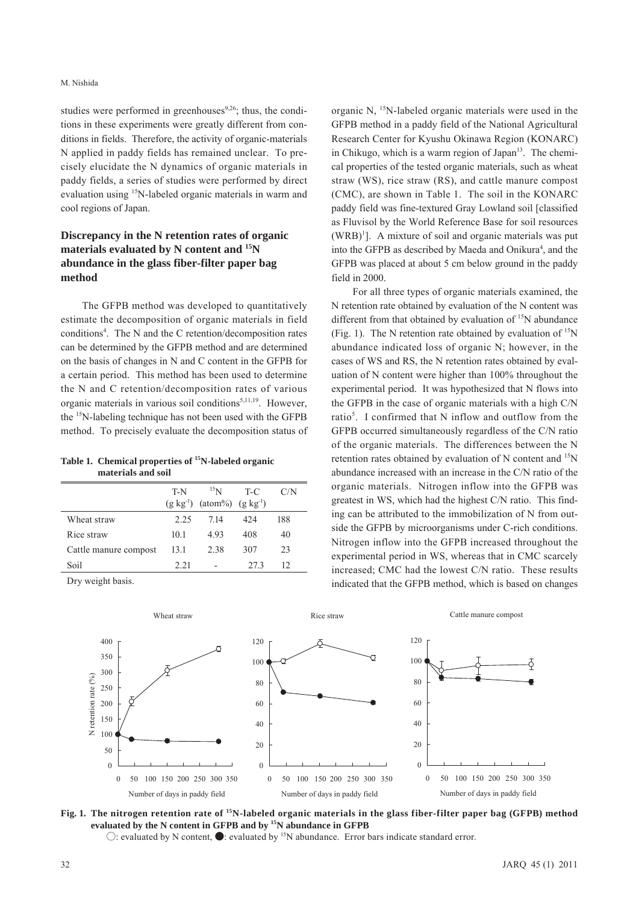studies were performed in greenhouses[9,26]; thus, the conditions in these experiments were greatly different from conditions in fields. Therefore, the activity of organic-materials N applied in paddy fields has remained unclear. To precisely elucidate the N dynamics of organic materials in paddy fields, a series of studies were performed by direct evaluation using $^{15}$N-labeled organic materials in warm and cool regions of Japan.

## Discrepancy in the N retention rates of organic materials evaluated by N content and $^{15}$N abundance in the glass fiber-filter paper bag method

The GFPB method was developed to quantitatively estimate the decomposition of organic materials in field conditions[4]. The N and the C retention/decomposition rates can be determined by the GFPB method and are determined on the basis of changes in N and C content in the GFPB for a certain period. This method has been used to determine the N and C retention/decomposition rates of various organic materials in various soil conditions[5,11,19]. However, the $^{15}$N-labeling technique has not been used with the GFPB method. To precisely evaluate the decomposition status of organic N, $^{15}$N-labeled organic materials were used in the GFPB method in a paddy field of the National Agricultural Research Center for Kyushu Okinawa Region (KONARC) in Chikugo, which is a warm region of Japan[13]. The chemical properties of the tested organic materials, such as wheat straw (WS), rice straw (RS), and cattle manure compost (CMC), are shown in Table 1. The soil in the KONARC paddy field was fine-textured Gray Lowland soil [classified as Fluvisol by the World Reference Base for soil resources (WRB)[1]]. A mixture of soil and organic materials was put into the GFPB as described by Maeda and Onikura[4], and the GFPB was placed at about 5 cm below ground in the paddy field in 2000.

**Table 1. Chemical properties of $^{15}$N-labeled organic materials and soil**

| | T-N (g kg$^{-1}$) | $^{15}$N (atom%) | T-C (g kg$^{-1}$) | C/N |
|---|---|---|---|---|
| Wheat straw | 2.25 | 7.14 | 424 | 188 |
| Rice straw | 10.1 | 4.93 | 408 | 40 |
| Cattle manure compost | 13.1 | 2.38 | 307 | 23 |
| Soil | 2.21 | - | 27.3 | 12 |

Dry weight basis.

For all three types of organic materials examined, the N retention rate obtained by evaluation of the N content was different from that obtained by evaluation of $^{15}$N abundance (Fig. 1). The N retention rate obtained by evaluation of $^{15}$N abundance indicated loss of organic N; however, in the cases of WS and RS, the N retention rates obtained by evaluation of N content were higher than 100% throughout the experimental period. It was hypothesized that N flows into the GFPB in the case of organic materials with a high C/N ratio[5]. I confirmed that N inflow and outflow from the GFPB occurred simultaneously regardless of the C/N ratio of the organic materials. The differences between the N retention rates obtained by evaluation of N content and $^{15}$N abundance increased with an increase in the C/N ratio of the organic materials. Nitrogen inflow into the GFPB was greatest in WS, which had the highest C/N ratio. This finding can be attributed to the immobilization of N from outside the GFPB by microorganisms under C-rich conditions. Nitrogen inflow into the GFPB increased throughout the experimental period in WS, whereas that in CMC scarcely increased; CMC had the lowest C/N ratio. These results indicated that the GFPB method, which is based on changes

**Fig. 1. The nitrogen retention rate of $^{15}$N-labeled organic materials in the glass fiber-filter paper bag (GFPB) method evaluated by the N content in GFPB and by $^{15}$N abundance in GFPB**

○: evaluated by N content, ●: evaluated by $^{15}$N abundance. Error bars indicate standard error.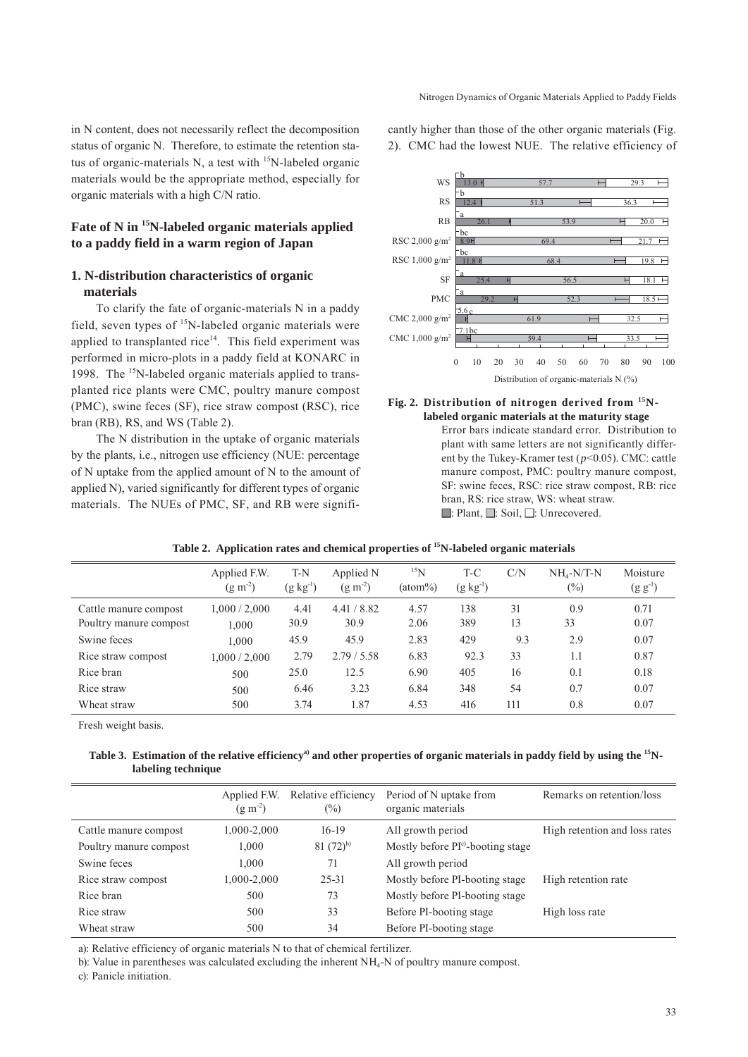in N content, does not necessarily reflect the decomposition status of organic N. Therefore, to estimate the retention status of organic-materials N, a test with $^{15}N$-labeled organic materials would be the appropriate method, especially for organic materials with a high C/N ratio.

## Fate of N in $^{15}N$-labeled organic materials applied to a paddy field in a warm region of Japan

### 1. N-distribution characteristics of organic materials

To clarify the fate of organic-materials N in a paddy field, seven types of $^{15}N$-labeled organic materials were applied to transplanted rice[14]. This field experiment was performed in micro-plots in a paddy field at KONARC in 1998. The $^{15}N$-labeled organic materials applied to transplanted rice plants were CMC, poultry manure compost (PMC), swine feces (SF), rice straw compost (RSC), rice bran (RB), RS, and WS (Table 2).

The N distribution in the uptake of organic materials by the plants, i.e., nitrogen use efficiency (NUE: percentage of N uptake from the applied amount of N to the amount of applied N), varied significantly for different types of organic materials. The NUEs of PMC, SF, and RB were significantly higher than those of the other organic materials (Fig. 2). CMC had the lowest NUE. The relative efficiency of

| | Plant | Soil | Unrecovered |
|---|---|---|---|
| WS | 13.0 (b) | 57.7 | 29.3 |
| RS | 12.4 (b) | 51.3 | 36.3 |
| RB | 26.1 (a) | 53.9 | 20.0 |
| RSC 2,000 g/m² | 8.9 (bc) | 69.4 | 21.7 |
| RSC 1,000 g/m² | 11.8 (bc) | 68.4 | 19.8 |
| SF | 25.4 (a) | 56.5 | 18.1 |
| PMC | 29.2 (a) | 52.3 | 18.5 |
| CMC 2,000 g/m² | 5.6 (c) | 61.9 | 32.5 |
| CMC 1,000 g/m² | 7.1 (bc) | 59.4 | 33.5 |

Distribution of organic-materials N (%)

**Fig. 2. Distribution of nitrogen derived from $^{15}N$-labeled organic materials at the maturity stage**

Error bars indicate standard error. Distribution to plant with same letters are not significantly different by the Tukey-Kramer test ($p$<0.05). CMC: cattle manure compost, PMC: poultry manure compost, SF: swine feces, RSC: rice straw compost, RB: rice bran, RS: rice straw, WS: wheat straw.
■: Plant, ■: Soil, □: Unrecovered.

**Table 2. Application rates and chemical properties of $^{15}N$-labeled organic materials**

| | Applied F.W. ($g\ m^{-2}$) | T-N ($g\ kg^{-1}$) | Applied N ($g\ m^{-2}$) | $^{15}N$ (atom%) | T-C ($g\ kg^{-1}$) | C/N | $NH_4$-N/T-N (%) | Moisture ($g\ g^{-1}$) |
|---|---|---|---|---|---|---|---|---|
| Cattle manure compost | 1,000 / 2,000 | 4.41 | 4.41 / 8.82 | 4.57 | 138 | 31 | 0.9 | 0.71 |
| Poultry manure compost | 1,000 | 30.9 | 30.9 | 2.06 | 389 | 13 | 33 | 0.07 |
| Swine feces | 1,000 | 45.9 | 45.9 | 2.83 | 429 | 9.3 | 2.9 | 0.07 |
| Rice straw compost | 1,000 / 2,000 | 2.79 | 2.79 / 5.58 | 6.83 | 92.3 | 33 | 1.1 | 0.87 |
| Rice bran | 500 | 25.0 | 12.5 | 6.90 | 405 | 16 | 0.1 | 0.18 |
| Rice straw | 500 | 6.46 | 3.23 | 6.84 | 348 | 54 | 0.7 | 0.07 |
| Wheat straw | 500 | 3.74 | 1.87 | 4.53 | 416 | 111 | 0.8 | 0.07 |

Fresh weight basis.

**Table 3. Estimation of the relative efficiency[a] and other properties of organic materials in paddy field by using the $^{15}N$-labeling technique**

| | Applied F.W. ($g\ m^{-2}$) | Relative efficiency (%) | Period of N uptake from organic materials | Remarks on retention/loss |
|---|---|---|---|---|
| Cattle manure compost | 1,000-2,000 | 16-19 | All growth period | High retention and loss rates |
| Poultry manure compost | 1,000 | 81 (72)[b] | Mostly before PI[c]-booting stage | |
| Swine feces | 1,000 | 71 | All growth period | |
| Rice straw compost | 1,000-2,000 | 25-31 | Mostly before PI-booting stage | High retention rate |
| Rice bran | 500 | 73 | Mostly before PI-booting stage | |
| Rice straw | 500 | 33 | Before PI-booting stage | High loss rate |
| Wheat straw | 500 | 34 | Before PI-booting stage | |

a): Relative efficiency of organic materials N to that of chemical fertilizer.

b): Value in parentheses was calculated excluding the inherent $NH_4$-N of poultry manure compost.

c): Panicle initiation.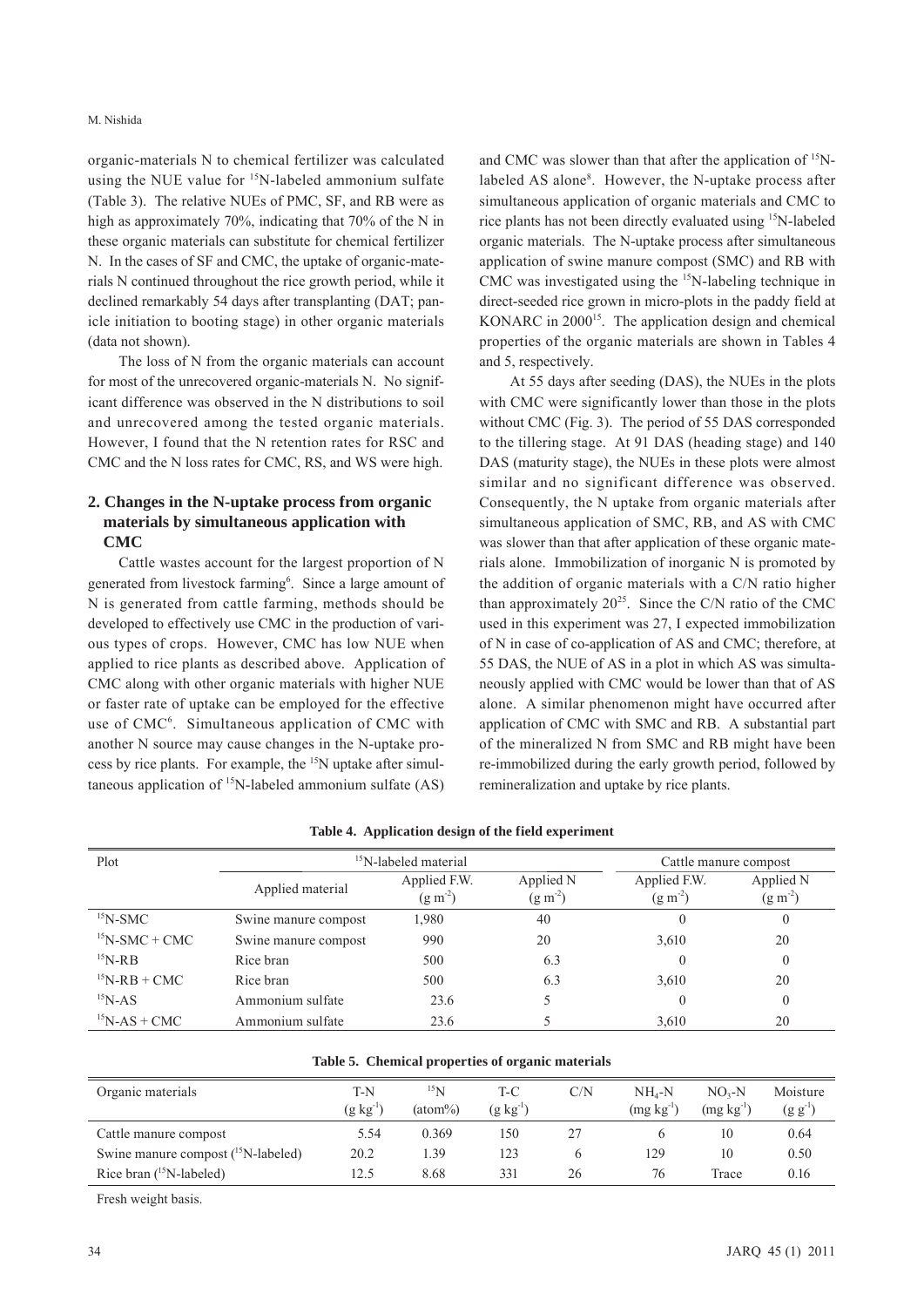organic-materials N to chemical fertilizer was calculated using the NUE value for $^{15}$N-labeled ammonium sulfate (Table 3). The relative NUEs of PMC, SF, and RB were as high as approximately 70%, indicating that 70% of the N in these organic materials can substitute for chemical fertilizer N. In the cases of SF and CMC, the uptake of organic-materials N continued throughout the rice growth period, while it declined remarkably 54 days after transplanting (DAT; panicle initiation to booting stage) in other organic materials (data not shown).

The loss of N from the organic materials can account for most of the unrecovered organic-materials N. No significant difference was observed in the N distributions to soil and unrecovered among the tested organic materials. However, I found that the N retention rates for RSC and CMC and the N loss rates for CMC, RS, and WS were high.

## 2. Changes in the N-uptake process from organic materials by simultaneous application with CMC

Cattle wastes account for the largest proportion of N generated from livestock farming[6]. Since a large amount of N is generated from cattle farming, methods should be developed to effectively use CMC in the production of various types of crops. However, CMC has low NUE when applied to rice plants as described above. Application of CMC along with other organic materials with higher NUE or faster rate of uptake can be employed for the effective use of CMC[6]. Simultaneous application of CMC with another N source may cause changes in the N-uptake process by rice plants. For example, the $^{15}$N uptake after simultaneous application of $^{15}$N-labeled ammonium sulfate (AS) and CMC was slower than that after the application of $^{15}$N-labeled AS alone[8]. However, the N-uptake process after simultaneous application of organic materials and CMC to rice plants has not been directly evaluated using $^{15}$N-labeled organic materials. The N-uptake process after simultaneous application of swine manure compost (SMC) and RB with CMC was investigated using the $^{15}$N-labeling technique in direct-seeded rice grown in micro-plots in the paddy field at KONARC in 2000[15]. The application design and chemical properties of the organic materials are shown in Tables 4 and 5, respectively.

At 55 days after seeding (DAS), the NUEs in the plots with CMC were significantly lower than those in the plots without CMC (Fig. 3). The period of 55 DAS corresponded to the tillering stage. At 91 DAS (heading stage) and 140 DAS (maturity stage), the NUEs in these plots were almost similar and no significant difference was observed. Consequently, the N uptake from organic materials after simultaneous application of SMC, RB, and AS with CMC was slower than that after application of these organic materials alone. Immobilization of inorganic N is promoted by the addition of organic materials with a C/N ratio higher than approximately 20[25]. Since the C/N ratio of the CMC used in this experiment was 27, I expected immobilization of N in case of co-application of AS and CMC; therefore, at 55 DAS, the NUE of AS in a plot in which AS was simultaneously applied with CMC would be lower than that of AS alone. A similar phenomenon might have occurred after application of CMC with SMC and RB. A substantial part of the mineralized N from SMC and RB might have been re-immobilized during the early growth period, followed by remineralization and uptake by rice plants.

**Table 4. Application design of the field experiment**

| Plot | $^{15}$N-labeled material | | | Cattle manure compost | |
|---|---|---|---|---|---|
| | Applied material | Applied F.W. ($g\ m^{-2}$) | Applied N ($g\ m^{-2}$) | Applied F.W. ($g\ m^{-2}$) | Applied N ($g\ m^{-2}$) |
| $^{15}$N-SMC | Swine manure compost | 1,980 | 40 | 0 | 0 |
| $^{15}$N-SMC + CMC | Swine manure compost | 990 | 20 | 3,610 | 20 |
| $^{15}$N-RB | Rice bran | 500 | 6.3 | 0 | 0 |
| $^{15}$N-RB + CMC | Rice bran | 500 | 6.3 | 3,610 | 20 |
| $^{15}$N-AS | Ammonium sulfate | 23.6 | 5 | 0 | 0 |
| $^{15}$N-AS + CMC | Ammonium sulfate | 23.6 | 5 | 3,610 | 20 |

**Table 5. Chemical properties of organic materials**

| Organic materials | T-N ($g\ kg^{-1}$) | $^{15}$N (atom%) | T-C ($g\ kg^{-1}$) | C/N | $NH_4$-N ($mg\ kg^{-1}$) | $NO_3$-N ($mg\ kg^{-1}$) | Moisture ($g\ g^{-1}$) |
|---|---|---|---|---|---|---|---|
| Cattle manure compost | 5.54 | 0.369 | 150 | 27 | 6 | 10 | 0.64 |
| Swine manure compost ($^{15}$N-labeled) | 20.2 | 1.39 | 123 | 6 | 129 | 10 | 0.50 |
| Rice bran ($^{15}$N-labeled) | 12.5 | 8.68 | 331 | 26 | 76 | Trace | 0.16 |

Fresh weight basis.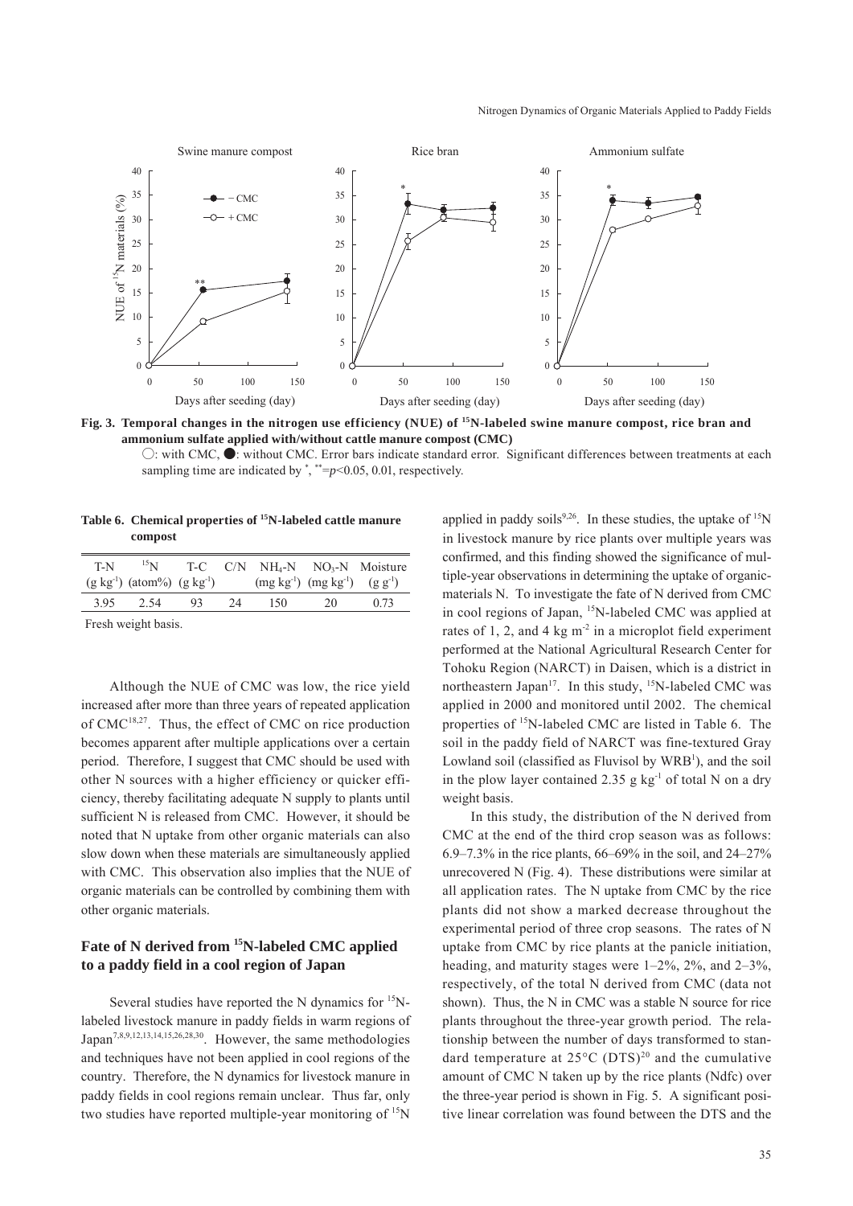**Fig. 3. Temporal changes in the nitrogen use efficiency (NUE) of $^{15}$N-labeled swine manure compost, rice bran and ammonium sulfate applied with/without cattle manure compost (CMC)**

○: with CMC, ●: without CMC. Error bars indicate standard error. Significant differences between treatments at each sampling time are indicated by *, **=$p$<0.05, 0.01, respectively.

**Table 6. Chemical properties of $^{15}$N-labeled cattle manure compost**

| T-N ($g\ kg^{-1}$) | $^{15}$N (atom%) | T-C ($g\ kg^{-1}$) | C/N | $NH_4$-N ($mg\ kg^{-1}$) | $NO_3$-N ($mg\ kg^{-1}$) | Moisture ($g\ g^{-1}$) |
|---|---|---|---|---|---|---|
| 3.95 | 2.54 | 93 | 24 | 150 | 20 | 0.73 |

Fresh weight basis.

Although the NUE of CMC was low, the rice yield increased after more than three years of repeated application of CMC[18,27]. Thus, the effect of CMC on rice production becomes apparent after multiple applications over a certain period. Therefore, I suggest that CMC should be used with other N sources with a higher efficiency or quicker efficiency, thereby facilitating adequate N supply to plants until sufficient N is released from CMC. However, it should be noted that N uptake from other organic materials can also slow down when these materials are simultaneously applied with CMC. This observation also implies that the NUE of organic materials can be controlled by combining them with other organic materials.

## Fate of N derived from $^{15}$N-labeled CMC applied to a paddy field in a cool region of Japan

Several studies have reported the N dynamics for $^{15}$N-labeled livestock manure in paddy fields in warm regions of Japan[7,8,9,12,13,14,15,26,28,30]. However, the same methodologies and techniques have not been applied in cool regions of the country. Therefore, the N dynamics for livestock manure in paddy fields in cool regions remain unclear. Thus far, only two studies have reported multiple-year monitoring of $^{15}$N applied in paddy soils[9,26]. In these studies, the uptake of $^{15}$N in livestock manure by rice plants over multiple years was confirmed, and this finding showed the significance of multiple-year observations in determining the uptake of organic-materials N. To investigate the fate of N derived from CMC in cool regions of Japan, $^{15}$N-labeled CMC was applied at rates of 1, 2, and 4 kg $m^{-2}$ in a microplot field experiment performed at the National Agricultural Research Center for Tohoku Region (NARCT) in Daisen, which is a district in northeastern Japan[17]. In this study, $^{15}$N-labeled CMC was applied in 2000 and monitored until 2002. The chemical properties of $^{15}$N-labeled CMC are listed in Table 6. The soil in the paddy field of NARCT was fine-textured Gray Lowland soil (classified as Fluvisol by WRB[1]), and the soil in the plow layer contained 2.35 g $kg^{-1}$ of total N on a dry weight basis.

In this study, the distribution of the N derived from CMC at the end of the third crop season was as follows: 6.9–7.3% in the rice plants, 66–69% in the soil, and 24–27% unrecovered N (Fig. 4). These distributions were similar at all application rates. The N uptake from CMC by the rice plants did not show a marked decrease throughout the experimental period of three crop seasons. The rates of N uptake from CMC by rice plants at the panicle initiation, heading, and maturity stages were 1–2%, 2%, and 2–3%, respectively, of the total N derived from CMC (data not shown). Thus, the N in CMC was a stable N source for rice plants throughout the three-year growth period. The relationship between the number of days transformed to standard temperature at 25°C (DTS)[20] and the cumulative amount of CMC N taken up by the rice plants (Ndfc) over the three-year period is shown in Fig. 5. A significant positive linear correlation was found between the DTS and the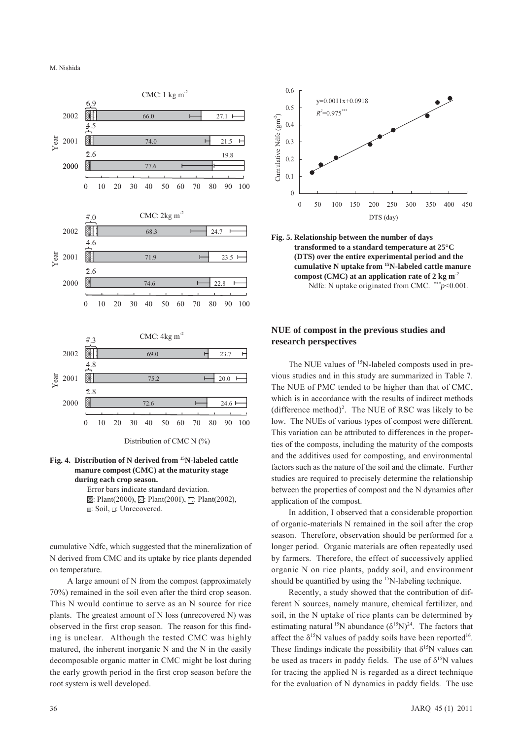**Fig. 4. Distribution of N derived from $^{15}$N-labeled cattle manure compost (CMC) at the maturity stage during each crop season.**

Error bars indicate standard deviation.
Plant(2000), Plant(2001), Plant(2002), Soil, Unrecovered.

cumulative Ndfc, which suggested that the mineralization of N derived from CMC and its uptake by rice plants depended on temperature.

A large amount of N from the compost (approximately 70%) remained in the soil even after the third crop season. This N would continue to serve as an N source for rice plants. The greatest amount of N loss (unrecovered N) was observed in the first crop season. The reason for this finding is unclear. Although the tested CMC was highly matured, the inherent inorganic N and the N in the easily decomposable organic matter in CMC might be lost during the early growth period in the first crop season before the root system is well developed.

**Fig. 5. Relationship between the number of days transformed to a standard temperature at 25°C (DTS) over the entire experimental period and the cumulative N uptake from $^{15}$N-labeled cattle manure compost (CMC) at an application rate of 2 kg m$^{-2}$**

Ndfc: N uptake originated from CMC. $^{***}p<0.001$.

## NUE of compost in the previous studies and research perspectives

The NUE values of $^{15}$N-labeled composts used in previous studies and in this study are summarized in Table 7. The NUE of PMC tended to be higher than that of CMC, which is in accordance with the results of indirect methods (difference method)[2]. The NUE of RSC was likely to be low. The NUEs of various types of compost were different. This variation can be attributed to differences in the properties of the composts, including the maturity of the composts and the additives used for composting, and environmental factors such as the nature of the soil and the climate. Further studies are required to precisely determine the relationship between the properties of compost and the N dynamics after application of the compost.

In addition, I observed that a considerable proportion of organic-materials N remained in the soil after the crop season. Therefore, observation should be performed for a longer period. Organic materials are often repeatedly used by farmers. Therefore, the effect of successively applied organic N on rice plants, paddy soil, and environment should be quantified by using the $^{15}$N-labeling technique.

Recently, a study showed that the contribution of different N sources, namely manure, chemical fertilizer, and soil, in the N uptake of rice plants can be determined by estimating natural $^{15}$N abundance ($\delta^{15}$N)[24]. The factors that affect the $\delta^{15}$N values of paddy soils have been reported[16]. These findings indicate the possibility that $\delta^{15}$N values can be used as tracers in paddy fields. The use of $\delta^{15}$N values for tracing the applied N is regarded as a direct technique for the evaluation of N dynamics in paddy fields. The use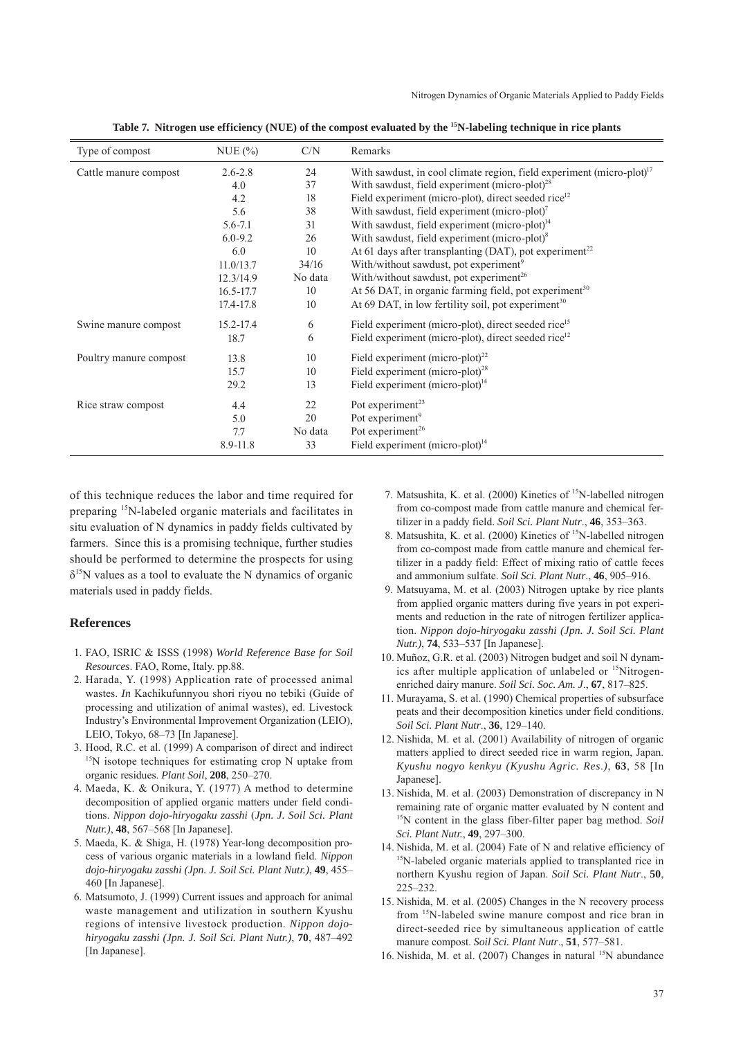**Table 7. Nitrogen use efficiency (NUE) of the compost evaluated by the $^{15}N$-labeling technique in rice plants**

| Type of compost | NUE (%) | C/N | Remarks |
|---|---|---|---|
| Cattle manure compost | 2.6-2.8 | 24 | With sawdust, in cool climate region, field experiment (micro-plot)[17] |
| | 4.0 | 37 | With sawdust, field experiment (micro-plot)[28] |
| | 4.2 | 18 | Field experiment (micro-plot), direct seeded rice[12] |
| | 5.6 | 38 | With sawdust, field experiment (micro-plot)[7] |
| | 5.6-7.1 | 31 | With sawdust, field experiment (micro-plot)[14] |
| | 6.0-9.2 | 26 | With sawdust, field experiment (micro-plot)[8] |
| | 6.0 | 10 | At 61 days after transplanting (DAT), pot experiment[22] |
| | 11.0/13.7 | 34/16 | With/without sawdust, pot experiment[9] |
| | 12.3/14.9 | No data | With/without sawdust, pot experiment[26] |
| | 16.5-17.7 | 10 | At 56 DAT, in organic farming field, pot experiment[30] |
| | 17.4-17.8 | 10 | At 69 DAT, in low fertility soil, pot experiment[30] |
| Swine manure compost | 15.2-17.4 | 6 | Field experiment (micro-plot), direct seeded rice[15] |
| | 18.7 | 6 | Field experiment (micro-plot), direct seeded rice[12] |
| Poultry manure compost | 13.8 | 10 | Field experiment (micro-plot)[22] |
| | 15.7 | 10 | Field experiment (micro-plot)[28] |
| | 29.2 | 13 | Field experiment (micro-plot)[14] |
| Rice straw compost | 4.4 | 22 | Pot experiment[23] |
| | 5.0 | 20 | Pot experiment[9] |
| | 7.7 | No data | Pot experiment[26] |
| | 8.9-11.8 | 33 | Field experiment (micro-plot)[14] |

of this technique reduces the labor and time required for preparing $^{15}N$-labeled organic materials and facilitates in situ evaluation of N dynamics in paddy fields cultivated by farmers. Since this is a promising technique, further studies should be performed to determine the prospects for using $\delta^{15}N$ values as a tool to evaluate the N dynamics of organic materials used in paddy fields.

## References

1. FAO, ISRIC & ISSS (1998) *World Reference Base for Soil Resources*. FAO, Rome, Italy. pp.88.
2. Harada, Y. (1998) Application rate of processed animal wastes. *In* Kachikufunnyou shori riyou no tebiki (Guide of processing and utilization of animal wastes), ed. Livestock Industry's Environmental Improvement Organization (LEIO), LEIO, Tokyo, 68–73 [In Japanese].
3. Hood, R.C. et al. (1999) A comparison of direct and indirect $^{15}N$ isotope techniques for estimating crop N uptake from organic residues. *Plant Soil*, **208**, 250–270.
4. Maeda, K. & Onikura, Y. (1977) A method to determine decomposition of applied organic matters under field conditions. *Nippon dojo-hiryogaku zasshi* (*Jpn. J. Soil Sci. Plant Nutr.*), **48**, 567–568 [In Japanese].
5. Maeda, K. & Shiga, H. (1978) Year-long decomposition process of various organic materials in a lowland field. *Nippon dojo-hiryogaku zasshi (Jpn. J. Soil Sci. Plant Nutr.)*, **49**, 455–460 [In Japanese].
6. Matsumoto, J. (1999) Current issues and approach for animal waste management and utilization in southern Kyushu regions of intensive livestock production. *Nippon dojo-hiryogaku zasshi (Jpn. J. Soil Sci. Plant Nutr.)*, **70**, 487–492 [In Japanese].
7. Matsushita, K. et al. (2000) Kinetics of $^{15}N$-labelled nitrogen from co-compost made from cattle manure and chemical fertilizer in a paddy field. *Soil Sci. Plant Nutr*., **46**, 353–363.
8. Matsushita, K. et al. (2000) Kinetics of $^{15}N$-labelled nitrogen from co-compost made from cattle manure and chemical fertilizer in a paddy field: Effect of mixing ratio of cattle feces and ammonium sulfate. *Soil Sci. Plant Nutr*., **46**, 905–916.
9. Matsuyama, M. et al. (2003) Nitrogen uptake by rice plants from applied organic matters during five years in pot experiments and reduction in the rate of nitrogen fertilizer application. *Nippon dojo-hiryogaku zasshi (Jpn. J. Soil Sci. Plant Nutr.)*, **74**, 533–537 [In Japanese].
10. Muñoz, G.R. et al. (2003) Nitrogen budget and soil N dynamics after multiple application of unlabeled or $^{15}N$itrogen-enriched dairy manure. *Soil Sci. Soc. Am. J*., **67**, 817–825.
11. Murayama, S. et al. (1990) Chemical properties of subsurface peats and their decomposition kinetics under field conditions. *Soil Sci. Plant Nutr*., **36**, 129–140.
12. Nishida, M. et al. (2001) Availability of nitrogen of organic matters applied to direct seeded rice in warm region, Japan. *Kyushu nogyo kenkyu (Kyushu Agric. Res.)*, **63**, 58 [In Japanese].
13. Nishida, M. et al. (2003) Demonstration of discrepancy in N remaining rate of organic matter evaluated by N content and $^{15}N$ content in the glass fiber-filter paper bag method. *Soil Sci. Plant Nutr.*, **49**, 297–300.
14. Nishida, M. et al. (2004) Fate of N and relative efficiency of $^{15}N$-labeled organic materials applied to transplanted rice in northern Kyushu region of Japan. *Soil Sci. Plant Nutr*., **50**, 225–232.
15. Nishida, M. et al. (2005) Changes in the N recovery process from $^{15}N$-labeled swine manure compost and rice bran in direct-seeded rice by simultaneous application of cattle manure compost. *Soil Sci. Plant Nutr*., **51**, 577–581.
16. Nishida, M. et al. (2007) Changes in natural $^{15}N$ abundance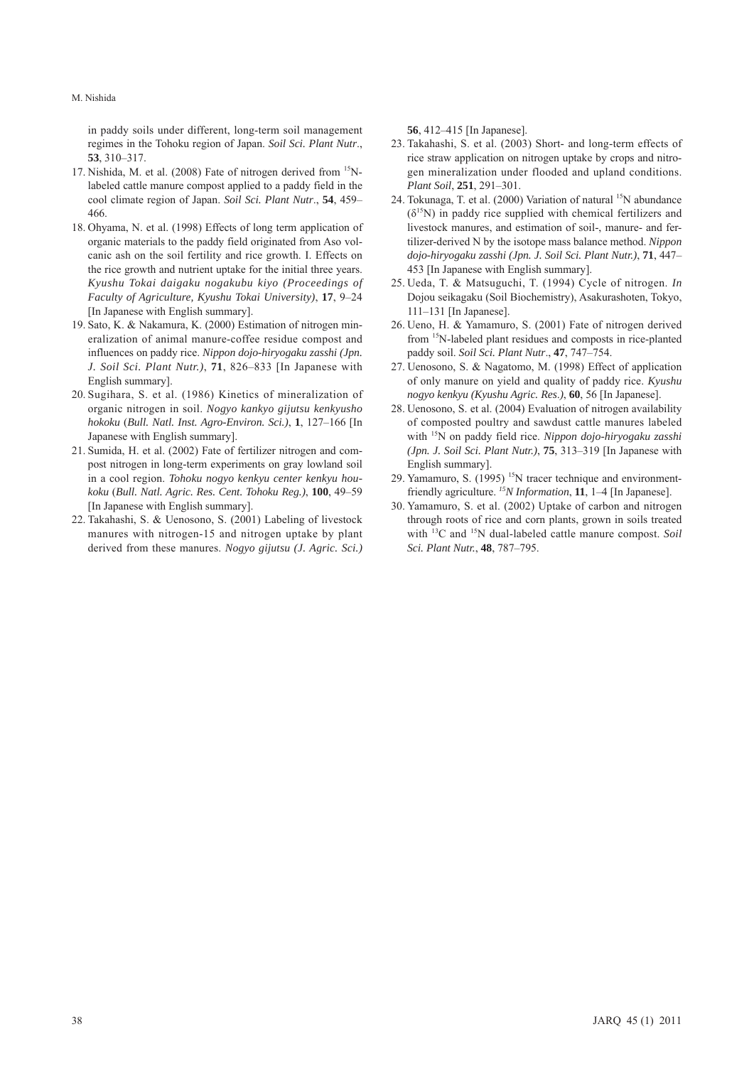in paddy soils under different, long-term soil management regimes in the Tohoku region of Japan. *Soil Sci. Plant Nutr*., **53**, 310–317.

17. Nishida, M. et al. (2008) Fate of nitrogen derived from $^{15}N$-labeled cattle manure compost applied to a paddy field in the cool climate region of Japan. *Soil Sci. Plant Nutr*., **54**, 459–466.
18. Ohyama, N. et al. (1998) Effects of long term application of organic materials to the paddy field originated from Aso volcanic ash on the soil fertility and rice growth. I. Effects on the rice growth and nutrient uptake for the initial three years. *Kyushu Tokai daigaku nogakubu kiyo (Proceedings of Faculty of Agriculture, Kyushu Tokai University)*, **17**, 9–24 [In Japanese with English summary].
19. Sato, K. & Nakamura, K. (2000) Estimation of nitrogen mineralization of animal manure-coffee residue compost and influences on paddy rice. *Nippon dojo-hiryogaku zasshi (Jpn. J. Soil Sci. Plant Nutr.)*, **71**, 826–833 [In Japanese with English summary].
20. Sugihara, S. et al. (1986) Kinetics of mineralization of organic nitrogen in soil. *Nogyo kankyo gijutsu kenkyusho hokoku* (*Bull. Natl. Inst. Agro-Environ. Sci.)*, **1**, 127–166 [In Japanese with English summary].
21. Sumida, H. et al. (2002) Fate of fertilizer nitrogen and compost nitrogen in long-term experiments on gray lowland soil in a cool region. *Tohoku nogyo kenkyu center kenkyu houkoku* (*Bull. Natl. Agric. Res. Cent. Tohoku Reg.)*, **100**, 49–59 [In Japanese with English summary].
22. Takahashi, S. & Uenosono, S. (2001) Labeling of livestock manures with nitrogen-15 and nitrogen uptake by plant derived from these manures. *Nogyo gijutsu (J. Agric. Sci.)* **56**, 412–415 [In Japanese].
23. Takahashi, S. et al. (2003) Short- and long-term effects of rice straw application on nitrogen uptake by crops and nitrogen mineralization under flooded and upland conditions. *Plant Soil*, **251**, 291–301.
24. Tokunaga, T. et al. (2000) Variation of natural $^{15}N$ abundance ($\delta^{15}N$) in paddy rice supplied with chemical fertilizers and livestock manures, and estimation of soil-, manure- and fertilizer-derived N by the isotope mass balance method. *Nippon dojo-hiryogaku zasshi (Jpn. J. Soil Sci. Plant Nutr.)*, **71**, 447–453 [In Japanese with English summary].
25. Ueda, T. & Matsuguchi, T. (1994) Cycle of nitrogen. *In* Dojou seikagaku (Soil Biochemistry), Asakurashoten, Tokyo, 111–131 [In Japanese].
26. Ueno, H. & Yamamuro, S. (2001) Fate of nitrogen derived from $^{15}N$-labeled plant residues and composts in rice-planted paddy soil. *Soil Sci. Plant Nutr*., **47**, 747–754.
27. Uenosono, S. & Nagatomo, M. (1998) Effect of application of only manure on yield and quality of paddy rice. *Kyushu nogyo kenkyu (Kyushu Agric. Res.)*, **60**, 56 [In Japanese].
28. Uenosono, S. et al. (2004) Evaluation of nitrogen availability of composted poultry and sawdust cattle manures labeled with $^{15}N$ on paddy field rice. *Nippon dojo-hiryogaku zasshi (Jpn. J. Soil Sci. Plant Nutr.)*, **75**, 313–319 [In Japanese with English summary].
29. Yamamuro, S. (1995) $^{15}N$ tracer technique and environment-friendly agriculture. *$^{15}N$ Information*, **11**, 1–4 [In Japanese].
30. Yamamuro, S. et al. (2002) Uptake of carbon and nitrogen through roots of rice and corn plants, grown in soils treated with $^{13}C$ and $^{15}N$ dual-labeled cattle manure compost. *Soil Sci. Plant Nutr.*, **48**, 787–795.